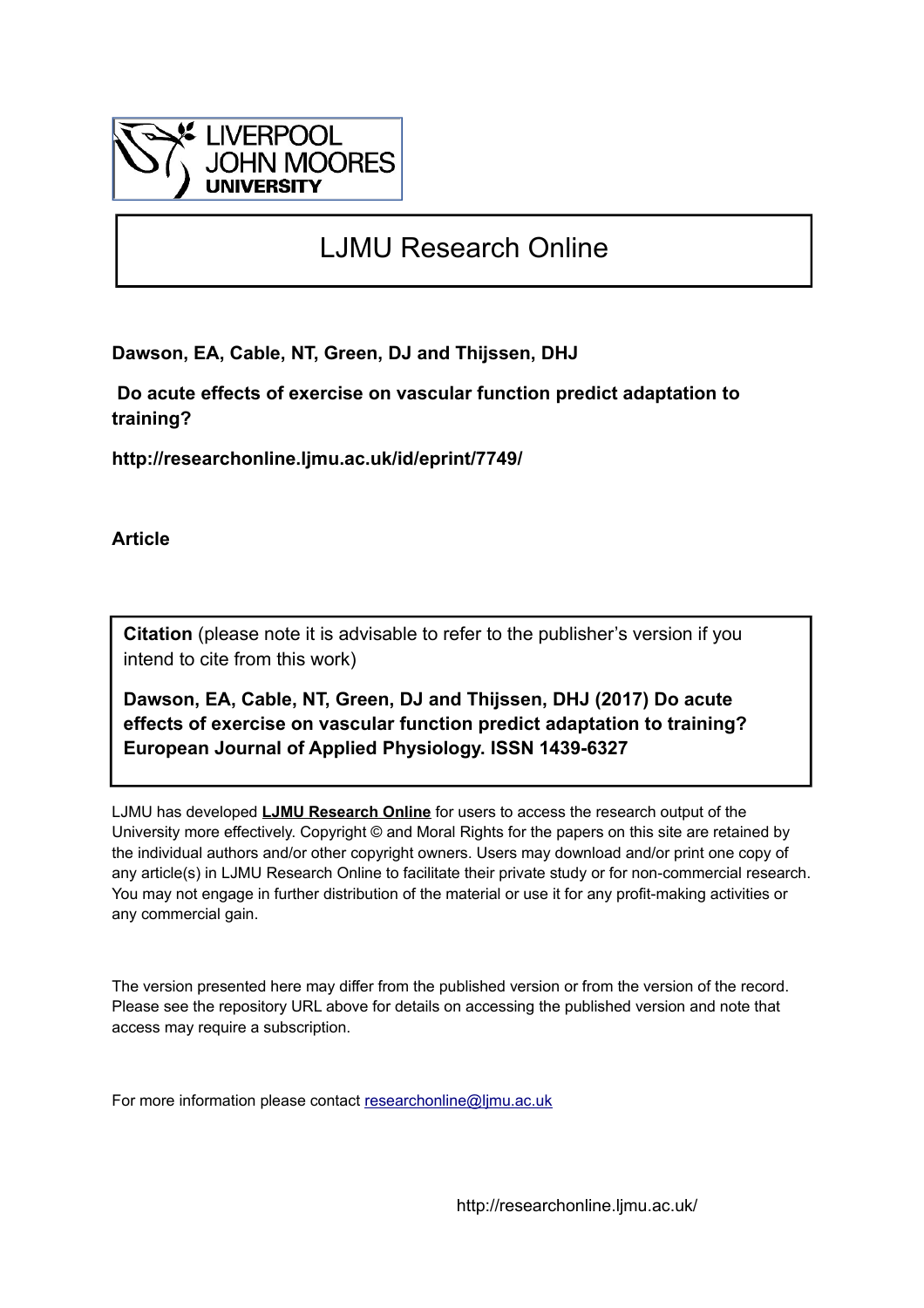LIVERPOOL JOHN MOORES UNIVERSITY

# LJMU Research Online

**Dawson, EA, Cable, NT, Green, DJ and Thijssen, DHJ**

**Do acute effects of exercise on vascular function predict adaptation to training?**

**http://researchonline.ljmu.ac.uk/id/eprint/7749/**

**Article**

**Citation** (please note it is advisable to refer to the publisher's version if you intend to cite from this work)

**Dawson, EA, Cable, NT, Green, DJ and Thijssen, DHJ (2017) Do acute effects of exercise on vascular function predict adaptation to training? European Journal of Applied Physiology. ISSN 1439-6327**

LJMU has developed **LJMU Research Online** for users to access the research output of the University more effectively. Copyright © and Moral Rights for the papers on this site are retained by the individual authors and/or other copyright owners. Users may download and/or print one copy of any article(s) in LJMU Research Online to facilitate their private study or for non-commercial research. You may not engage in further distribution of the material or use it for any profit-making activities or any commercial gain.

The version presented here may differ from the published version or from the version of the record. Please see the repository URL above for details on accessing the published version and note that access may require a subscription.

For more information please contact researchonline@ljmu.ac.uk

http://researchonline.ljmu.ac.uk/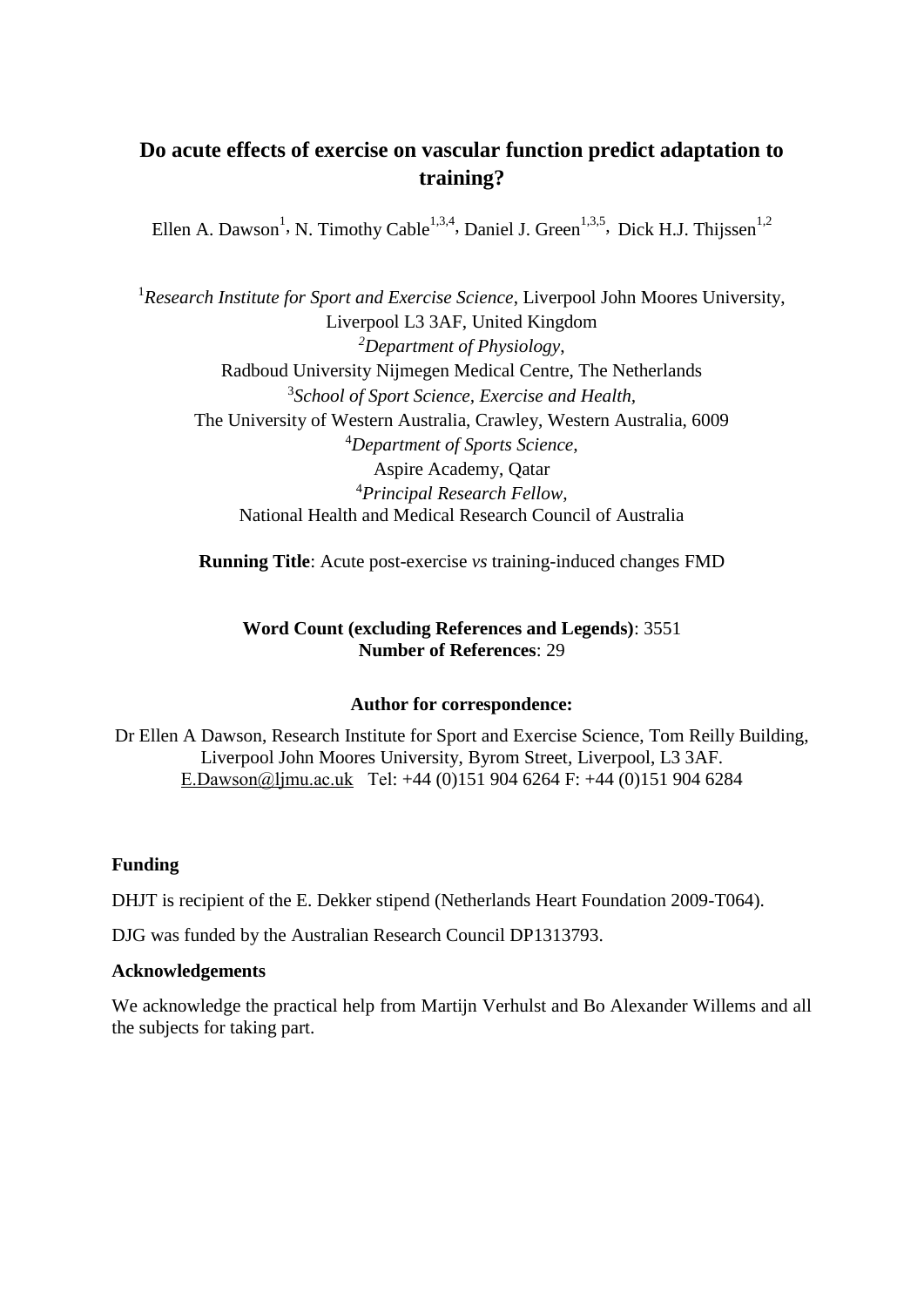# Do acute effects of exercise on vascular function predict adaptation to training?

Ellen A. Dawson[1], N. Timothy Cable[1,3,4], Daniel J. Green[1,3,5], Dick H.J. Thijssen[1,2]

[1]*Research Institute for Sport and Exercise Science*, Liverpool John Moores University, Liverpool L3 3AF, United Kingdom
[2]*Department of Physiology*, Radboud University Nijmegen Medical Centre, The Netherlands
[3]*School of Sport Science, Exercise and Health*, The University of Western Australia, Crawley, Western Australia, 6009
[4]*Department of Sports Science*, Aspire Academy, Qatar
[4]*Principal Research Fellow*, National Health and Medical Research Council of Australia

**Running Title**: Acute post-exercise *vs* training-induced changes FMD

**Word Count (excluding References and Legends)**: 3551
**Number of References**: 29

**Author for correspondence:**

Dr Ellen A Dawson, Research Institute for Sport and Exercise Science, Tom Reilly Building, Liverpool John Moores University, Byrom Street, Liverpool, L3 3AF.
E.Dawson@ljmu.ac.uk Tel: +44 (0)151 904 6264 F: +44 (0)151 904 6284

**Funding**

DHJT is recipient of the E. Dekker stipend (Netherlands Heart Foundation 2009-T064).

DJG was funded by the Australian Research Council DP1313793.

**Acknowledgements**

We acknowledge the practical help from Martijn Verhulst and Bo Alexander Willems and all the subjects for taking part.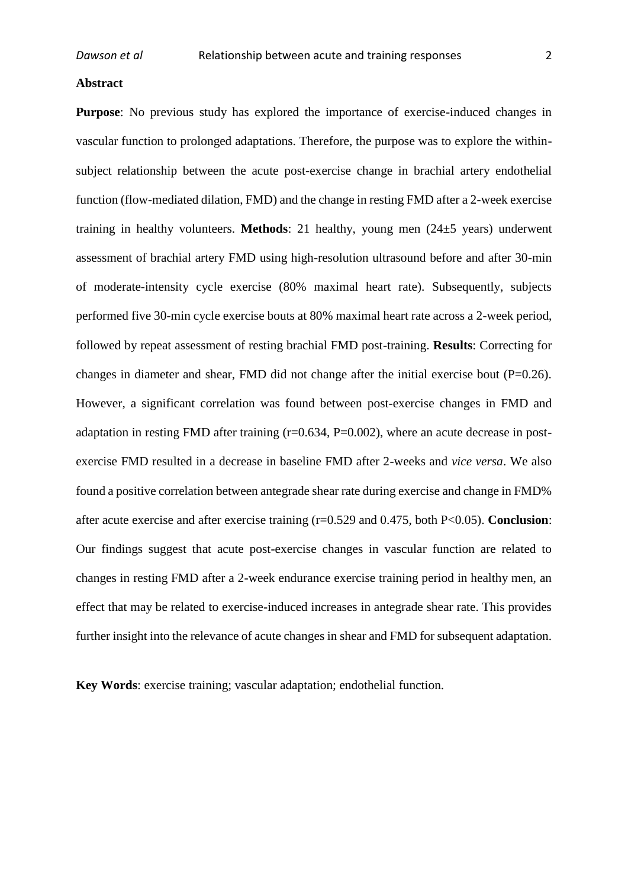## Abstract

**Purpose**: No previous study has explored the importance of exercise-induced changes in vascular function to prolonged adaptations. Therefore, the purpose was to explore the within-subject relationship between the acute post-exercise change in brachial artery endothelial function (flow-mediated dilation, FMD) and the change in resting FMD after a 2-week exercise training in healthy volunteers. **Methods**: 21 healthy, young men (24±5 years) underwent assessment of brachial artery FMD using high-resolution ultrasound before and after 30-min of moderate-intensity cycle exercise (80% maximal heart rate). Subsequently, subjects performed five 30-min cycle exercise bouts at 80% maximal heart rate across a 2-week period, followed by repeat assessment of resting brachial FMD post-training. **Results**: Correcting for changes in diameter and shear, FMD did not change after the initial exercise bout ($P=0.26$). However, a significant correlation was found between post-exercise changes in FMD and adaptation in resting FMD after training ($r=0.634$, $P=0.002$), where an acute decrease in post-exercise FMD resulted in a decrease in baseline FMD after 2-weeks and *vice versa*. We also found a positive correlation between antegrade shear rate during exercise and change in FMD% after acute exercise and after exercise training ($r=0.529$ and $0.475$, both $P<0.05$). **Conclusion**: Our findings suggest that acute post-exercise changes in vascular function are related to changes in resting FMD after a 2-week endurance exercise training period in healthy men, an effect that may be related to exercise-induced increases in antegrade shear rate. This provides further insight into the relevance of acute changes in shear and FMD for subsequent adaptation.

**Key Words**: exercise training; vascular adaptation; endothelial function.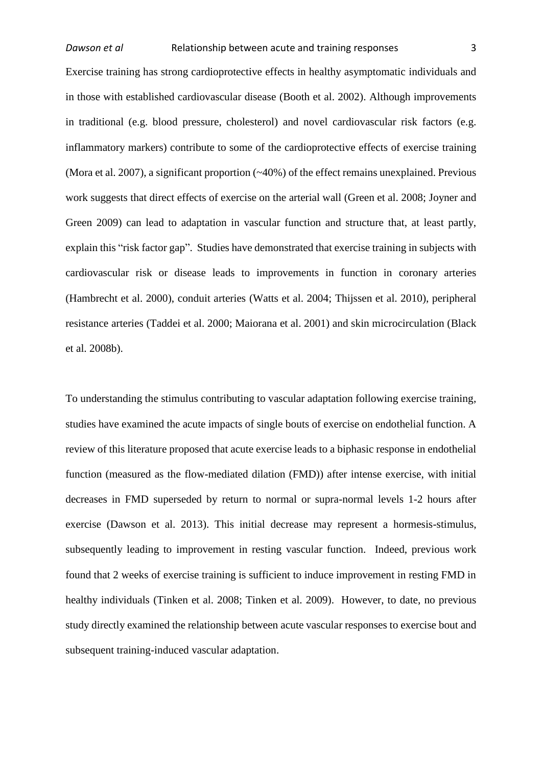Exercise training has strong cardioprotective effects in healthy asymptomatic individuals and in those with established cardiovascular disease (Booth et al. 2002). Although improvements in traditional (e.g. blood pressure, cholesterol) and novel cardiovascular risk factors (e.g. inflammatory markers) contribute to some of the cardioprotective effects of exercise training (Mora et al. 2007), a significant proportion (~40%) of the effect remains unexplained. Previous work suggests that direct effects of exercise on the arterial wall (Green et al. 2008; Joyner and Green 2009) can lead to adaptation in vascular function and structure that, at least partly, explain this "risk factor gap". Studies have demonstrated that exercise training in subjects with cardiovascular risk or disease leads to improvements in function in coronary arteries (Hambrecht et al. 2000), conduit arteries (Watts et al. 2004; Thijssen et al. 2010), peripheral resistance arteries (Taddei et al. 2000; Maiorana et al. 2001) and skin microcirculation (Black et al. 2008b).

To understanding the stimulus contributing to vascular adaptation following exercise training, studies have examined the acute impacts of single bouts of exercise on endothelial function. A review of this literature proposed that acute exercise leads to a biphasic response in endothelial function (measured as the flow-mediated dilation (FMD)) after intense exercise, with initial decreases in FMD superseded by return to normal or supra-normal levels 1-2 hours after exercise (Dawson et al. 2013). This initial decrease may represent a hormesis-stimulus, subsequently leading to improvement in resting vascular function. Indeed, previous work found that 2 weeks of exercise training is sufficient to induce improvement in resting FMD in healthy individuals (Tinken et al. 2008; Tinken et al. 2009). However, to date, no previous study directly examined the relationship between acute vascular responses to exercise bout and subsequent training-induced vascular adaptation.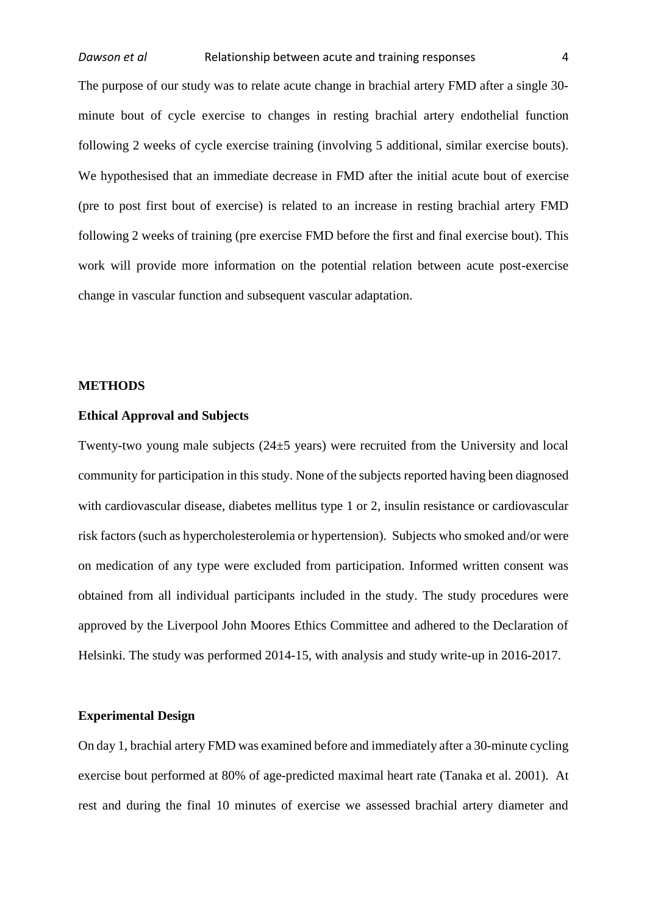The purpose of our study was to relate acute change in brachial artery FMD after a single 30-minute bout of cycle exercise to changes in resting brachial artery endothelial function following 2 weeks of cycle exercise training (involving 5 additional, similar exercise bouts). We hypothesised that an immediate decrease in FMD after the initial acute bout of exercise (pre to post first bout of exercise) is related to an increase in resting brachial artery FMD following 2 weeks of training (pre exercise FMD before the first and final exercise bout). This work will provide more information on the potential relation between acute post-exercise change in vascular function and subsequent vascular adaptation.

## METHODS

### Ethical Approval and Subjects

Twenty-two young male subjects (24±5 years) were recruited from the University and local community for participation in this study. None of the subjects reported having been diagnosed with cardiovascular disease, diabetes mellitus type 1 or 2, insulin resistance or cardiovascular risk factors (such as hypercholesterolemia or hypertension). Subjects who smoked and/or were on medication of any type were excluded from participation. Informed written consent was obtained from all individual participants included in the study. The study procedures were approved by the Liverpool John Moores Ethics Committee and adhered to the Declaration of Helsinki. The study was performed 2014-15, with analysis and study write-up in 2016-2017.

### Experimental Design

On day 1, brachial artery FMD was examined before and immediately after a 30-minute cycling exercise bout performed at 80% of age-predicted maximal heart rate (Tanaka et al. 2001). At rest and during the final 10 minutes of exercise we assessed brachial artery diameter and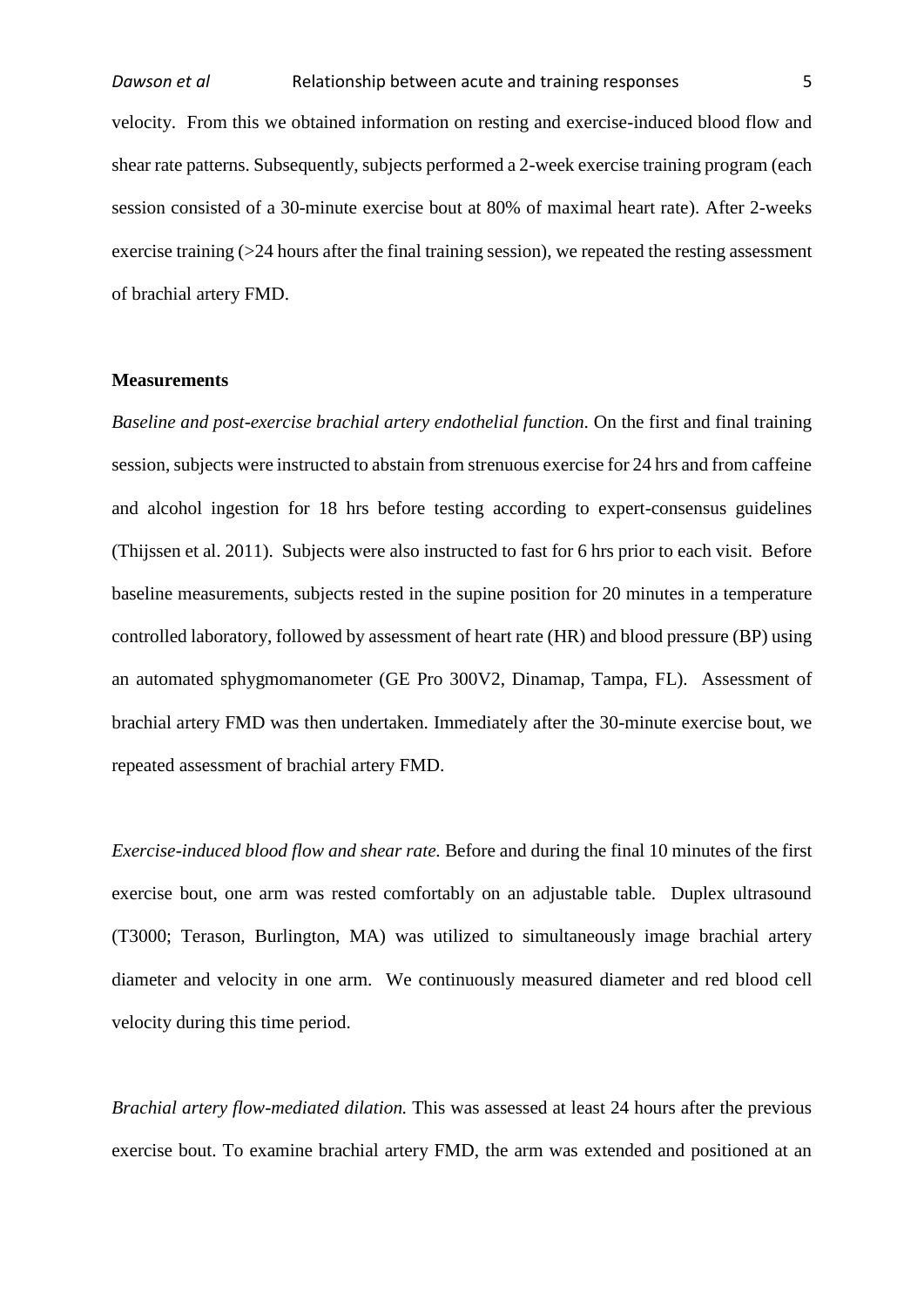velocity. From this we obtained information on resting and exercise-induced blood flow and shear rate patterns. Subsequently, subjects performed a 2-week exercise training program (each session consisted of a 30-minute exercise bout at 80% of maximal heart rate). After 2-weeks exercise training (>24 hours after the final training session), we repeated the resting assessment of brachial artery FMD.

**Measurements**

*Baseline and post-exercise brachial artery endothelial function.* On the first and final training session, subjects were instructed to abstain from strenuous exercise for 24 hrs and from caffeine and alcohol ingestion for 18 hrs before testing according to expert-consensus guidelines (Thijssen et al. 2011). Subjects were also instructed to fast for 6 hrs prior to each visit. Before baseline measurements, subjects rested in the supine position for 20 minutes in a temperature controlled laboratory, followed by assessment of heart rate (HR) and blood pressure (BP) using an automated sphygmomanometer (GE Pro 300V2, Dinamap, Tampa, FL). Assessment of brachial artery FMD was then undertaken. Immediately after the 30-minute exercise bout, we repeated assessment of brachial artery FMD.

*Exercise-induced blood flow and shear rate.* Before and during the final 10 minutes of the first exercise bout, one arm was rested comfortably on an adjustable table. Duplex ultrasound (T3000; Terason, Burlington, MA) was utilized to simultaneously image brachial artery diameter and velocity in one arm. We continuously measured diameter and red blood cell velocity during this time period.

*Brachial artery flow-mediated dilation.* This was assessed at least 24 hours after the previous exercise bout. To examine brachial artery FMD, the arm was extended and positioned at an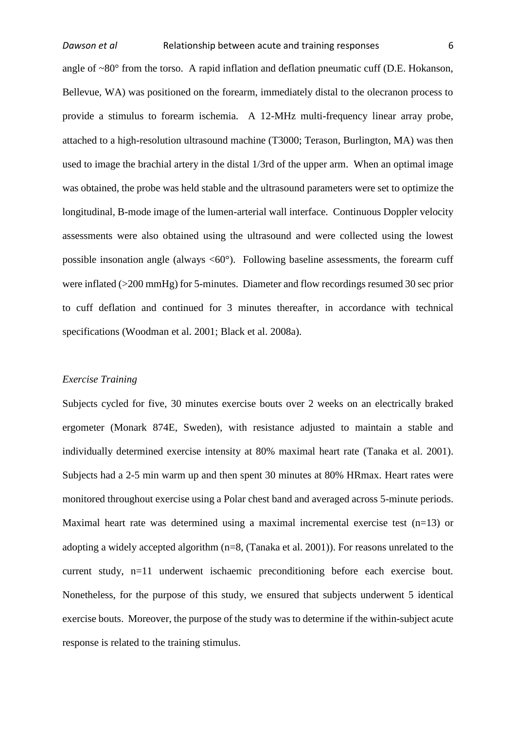angle of ~80° from the torso. A rapid inflation and deflation pneumatic cuff (D.E. Hokanson, Bellevue, WA) was positioned on the forearm, immediately distal to the olecranon process to provide a stimulus to forearm ischemia. A 12-MHz multi-frequency linear array probe, attached to a high-resolution ultrasound machine (T3000; Terason, Burlington, MA) was then used to image the brachial artery in the distal 1/3rd of the upper arm. When an optimal image was obtained, the probe was held stable and the ultrasound parameters were set to optimize the longitudinal, B-mode image of the lumen-arterial wall interface. Continuous Doppler velocity assessments were also obtained using the ultrasound and were collected using the lowest possible insonation angle (always <60°). Following baseline assessments, the forearm cuff were inflated (>200 mmHg) for 5-minutes. Diameter and flow recordings resumed 30 sec prior to cuff deflation and continued for 3 minutes thereafter, in accordance with technical specifications (Woodman et al. 2001; Black et al. 2008a).

*Exercise Training*

Subjects cycled for five, 30 minutes exercise bouts over 2 weeks on an electrically braked ergometer (Monark 874E, Sweden), with resistance adjusted to maintain a stable and individually determined exercise intensity at 80% maximal heart rate (Tanaka et al. 2001). Subjects had a 2-5 min warm up and then spent 30 minutes at 80% HRmax. Heart rates were monitored throughout exercise using a Polar chest band and averaged across 5-minute periods. Maximal heart rate was determined using a maximal incremental exercise test (n=13) or adopting a widely accepted algorithm (n=8, (Tanaka et al. 2001)). For reasons unrelated to the current study, n=11 underwent ischaemic preconditioning before each exercise bout. Nonetheless, for the purpose of this study, we ensured that subjects underwent 5 identical exercise bouts. Moreover, the purpose of the study was to determine if the within-subject acute response is related to the training stimulus.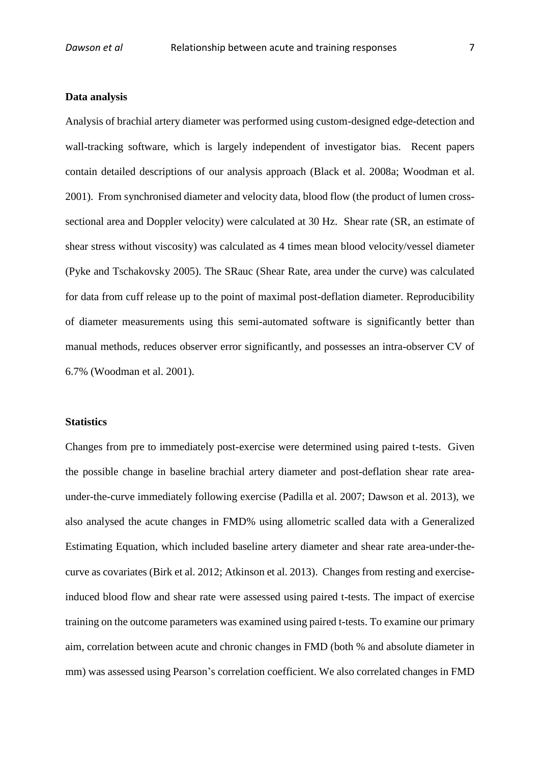**Data analysis**

Analysis of brachial artery diameter was performed using custom-designed edge-detection and wall-tracking software, which is largely independent of investigator bias. Recent papers contain detailed descriptions of our analysis approach (Black et al. 2008a; Woodman et al. 2001). From synchronised diameter and velocity data, blood flow (the product of lumen cross-sectional area and Doppler velocity) were calculated at 30 Hz. Shear rate (SR, an estimate of shear stress without viscosity) was calculated as 4 times mean blood velocity/vessel diameter (Pyke and Tschakovsky 2005). The SRauc (Shear Rate, area under the curve) was calculated for data from cuff release up to the point of maximal post-deflation diameter. Reproducibility of diameter measurements using this semi-automated software is significantly better than manual methods, reduces observer error significantly, and possesses an intra-observer CV of 6.7% (Woodman et al. 2001).

**Statistics**

Changes from pre to immediately post-exercise were determined using paired t-tests. Given the possible change in baseline brachial artery diameter and post-deflation shear rate area-under-the-curve immediately following exercise (Padilla et al. 2007; Dawson et al. 2013), we also analysed the acute changes in FMD% using allometric scalled data with a Generalized Estimating Equation, which included baseline artery diameter and shear rate area-under-the-curve as covariates (Birk et al. 2012; Atkinson et al. 2013). Changes from resting and exercise-induced blood flow and shear rate were assessed using paired t-tests. The impact of exercise training on the outcome parameters was examined using paired t-tests. To examine our primary aim, correlation between acute and chronic changes in FMD (both % and absolute diameter in mm) was assessed using Pearson's correlation coefficient. We also correlated changes in FMD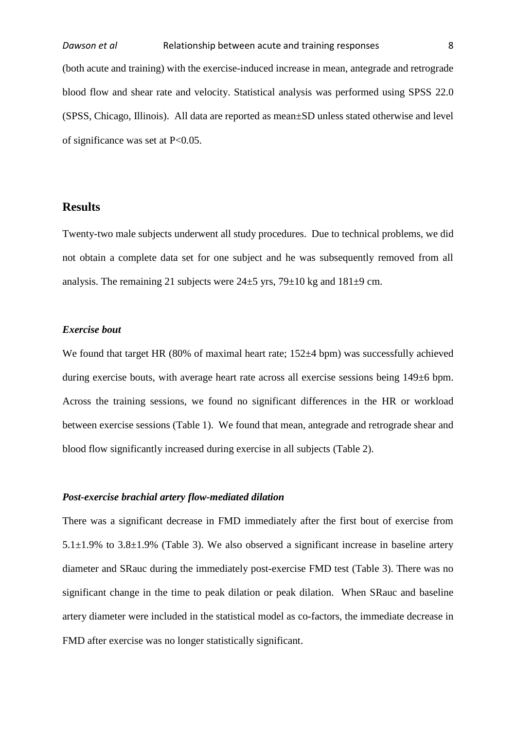(both acute and training) with the exercise-induced increase in mean, antegrade and retrograde blood flow and shear rate and velocity. Statistical analysis was performed using SPSS 22.0 (SPSS, Chicago, Illinois). All data are reported as mean±SD unless stated otherwise and level of significance was set at P<0.05.

## Results

Twenty-two male subjects underwent all study procedures. Due to technical problems, we did not obtain a complete data set for one subject and he was subsequently removed from all analysis. The remaining 21 subjects were 24±5 yrs, 79±10 kg and 181±9 cm.

### *Exercise bout*

We found that target HR (80% of maximal heart rate; 152±4 bpm) was successfully achieved during exercise bouts, with average heart rate across all exercise sessions being 149±6 bpm. Across the training sessions, we found no significant differences in the HR or workload between exercise sessions (Table 1). We found that mean, antegrade and retrograde shear and blood flow significantly increased during exercise in all subjects (Table 2).

### *Post-exercise brachial artery flow-mediated dilation*

There was a significant decrease in FMD immediately after the first bout of exercise from 5.1±1.9% to 3.8±1.9% (Table 3). We also observed a significant increase in baseline artery diameter and SRauc during the immediately post-exercise FMD test (Table 3). There was no significant change in the time to peak dilation or peak dilation. When SRauc and baseline artery diameter were included in the statistical model as co-factors, the immediate decrease in FMD after exercise was no longer statistically significant.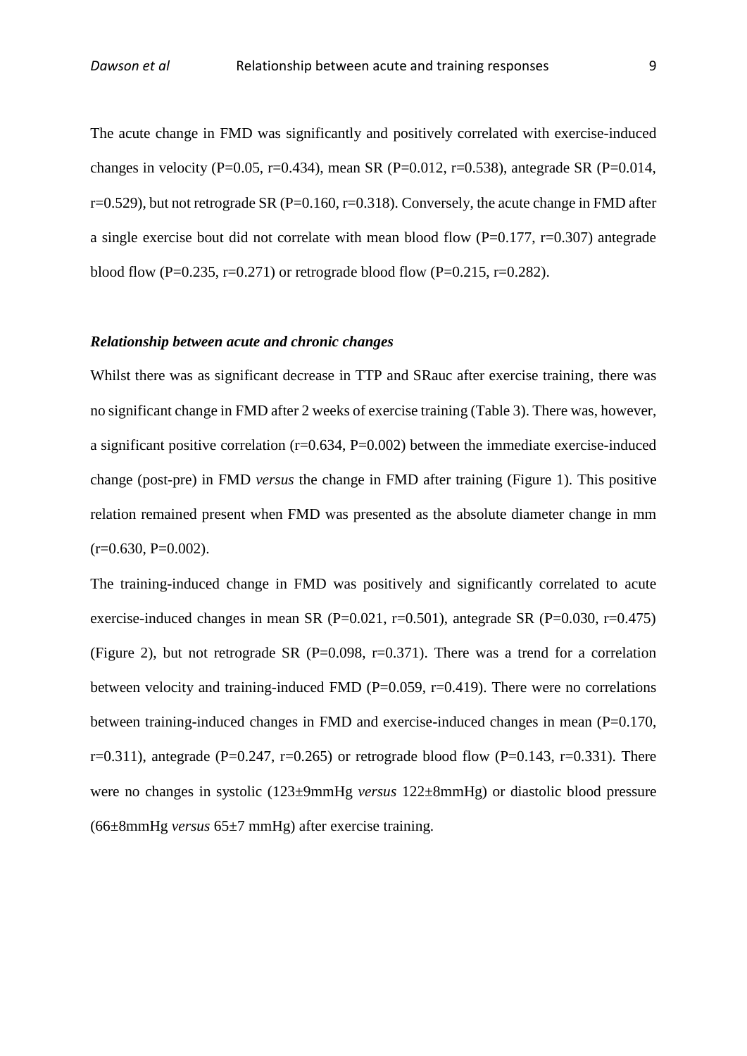The acute change in FMD was significantly and positively correlated with exercise-induced changes in velocity (P=0.05, r=0.434), mean SR (P=0.012, r=0.538), antegrade SR (P=0.014, r=0.529), but not retrograde SR (P=0.160, r=0.318). Conversely, the acute change in FMD after a single exercise bout did not correlate with mean blood flow (P=0.177, r=0.307) antegrade blood flow (P=0.235, r=0.271) or retrograde blood flow (P=0.215, r=0.282).

***Relationship between acute and chronic changes***

Whilst there was as significant decrease in TTP and SRauc after exercise training, there was no significant change in FMD after 2 weeks of exercise training (Table 3). There was, however, a significant positive correlation (r=0.634, P=0.002) between the immediate exercise-induced change (post-pre) in FMD *versus* the change in FMD after training (Figure 1). This positive relation remained present when FMD was presented as the absolute diameter change in mm (r=0.630, P=0.002).

The training-induced change in FMD was positively and significantly correlated to acute exercise-induced changes in mean SR (P=0.021, r=0.501), antegrade SR (P=0.030, r=0.475) (Figure 2), but not retrograde SR (P=0.098, r=0.371). There was a trend for a correlation between velocity and training-induced FMD (P=0.059, r=0.419). There were no correlations between training-induced changes in FMD and exercise-induced changes in mean (P=0.170, r=0.311), antegrade (P=0.247, r=0.265) or retrograde blood flow (P=0.143, r=0.331). There were no changes in systolic (123±9mmHg *versus* 122±8mmHg) or diastolic blood pressure (66±8mmHg *versus* 65±7 mmHg) after exercise training.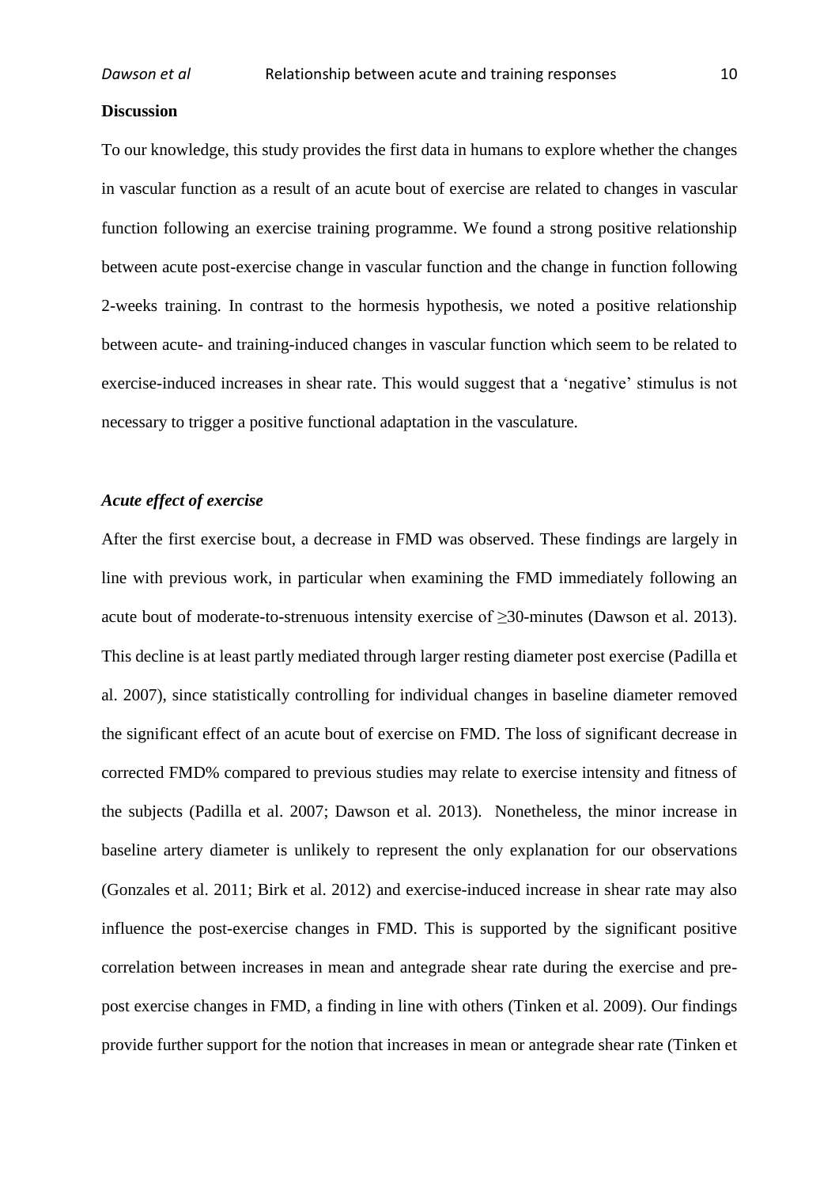**Discussion**

To our knowledge, this study provides the first data in humans to explore whether the changes in vascular function as a result of an acute bout of exercise are related to changes in vascular function following an exercise training programme. We found a strong positive relationship between acute post-exercise change in vascular function and the change in function following 2-weeks training. In contrast to the hormesis hypothesis, we noted a positive relationship between acute- and training-induced changes in vascular function which seem to be related to exercise-induced increases in shear rate. This would suggest that a 'negative' stimulus is not necessary to trigger a positive functional adaptation in the vasculature.

***Acute effect of exercise***

After the first exercise bout, a decrease in FMD was observed. These findings are largely in line with previous work, in particular when examining the FMD immediately following an acute bout of moderate-to-strenuous intensity exercise of ≥30-minutes (Dawson et al. 2013). This decline is at least partly mediated through larger resting diameter post exercise (Padilla et al. 2007), since statistically controlling for individual changes in baseline diameter removed the significant effect of an acute bout of exercise on FMD. The loss of significant decrease in corrected FMD% compared to previous studies may relate to exercise intensity and fitness of the subjects (Padilla et al. 2007; Dawson et al. 2013). Nonetheless, the minor increase in baseline artery diameter is unlikely to represent the only explanation for our observations (Gonzales et al. 2011; Birk et al. 2012) and exercise-induced increase in shear rate may also influence the post-exercise changes in FMD. This is supported by the significant positive correlation between increases in mean and antegrade shear rate during the exercise and pre-post exercise changes in FMD, a finding in line with others (Tinken et al. 2009). Our findings provide further support for the notion that increases in mean or antegrade shear rate (Tinken et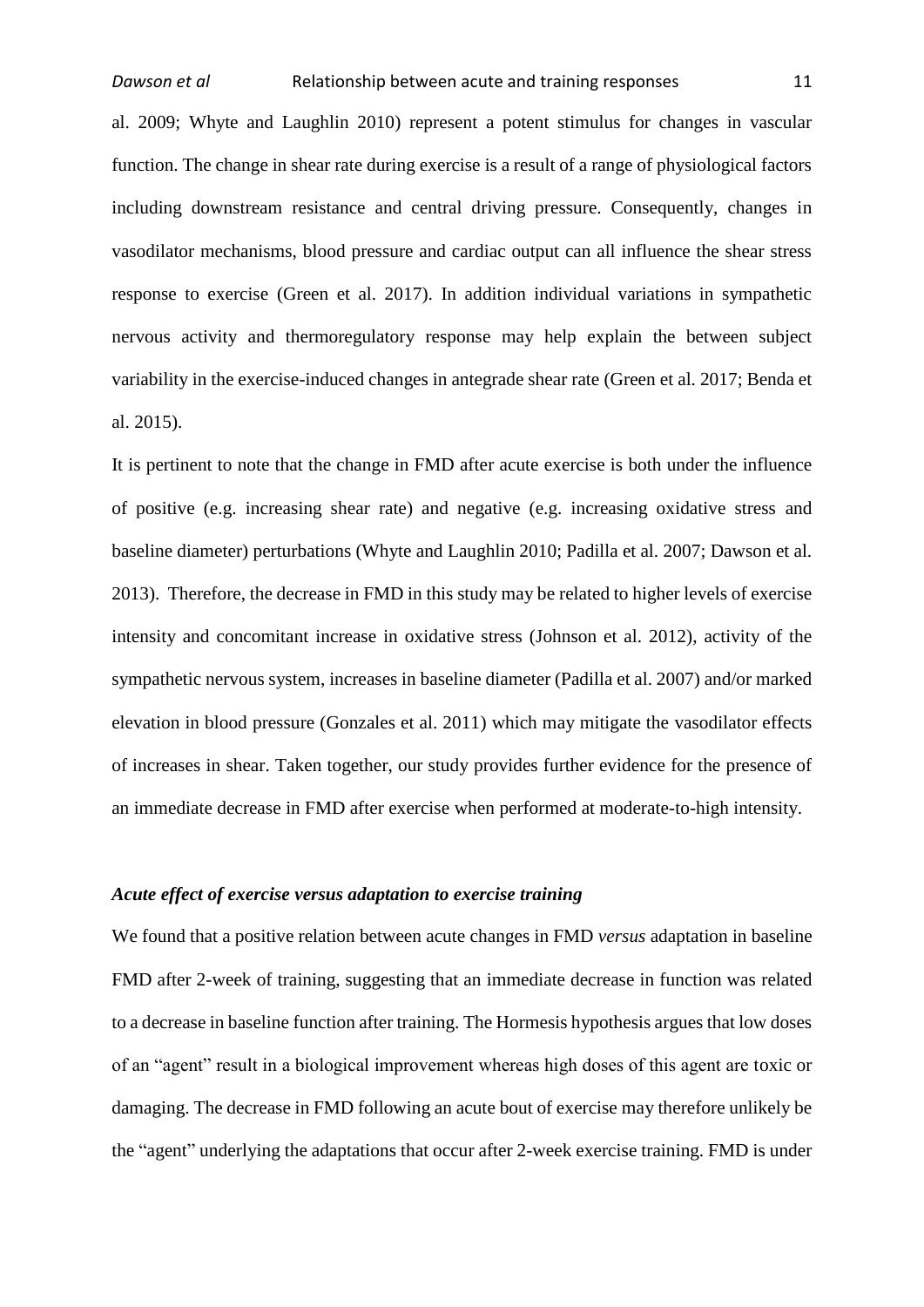al. 2009; Whyte and Laughlin 2010) represent a potent stimulus for changes in vascular function. The change in shear rate during exercise is a result of a range of physiological factors including downstream resistance and central driving pressure. Consequently, changes in vasodilator mechanisms, blood pressure and cardiac output can all influence the shear stress response to exercise (Green et al. 2017). In addition individual variations in sympathetic nervous activity and thermoregulatory response may help explain the between subject variability in the exercise-induced changes in antegrade shear rate (Green et al. 2017; Benda et al. 2015).

It is pertinent to note that the change in FMD after acute exercise is both under the influence of positive (e.g. increasing shear rate) and negative (e.g. increasing oxidative stress and baseline diameter) perturbations (Whyte and Laughlin 2010; Padilla et al. 2007; Dawson et al. 2013). Therefore, the decrease in FMD in this study may be related to higher levels of exercise intensity and concomitant increase in oxidative stress (Johnson et al. 2012), activity of the sympathetic nervous system, increases in baseline diameter (Padilla et al. 2007) and/or marked elevation in blood pressure (Gonzales et al. 2011) which may mitigate the vasodilator effects of increases in shear. Taken together, our study provides further evidence for the presence of an immediate decrease in FMD after exercise when performed at moderate-to-high intensity.

### *Acute effect of exercise versus adaptation to exercise training*

We found that a positive relation between acute changes in FMD *versus* adaptation in baseline FMD after 2-week of training, suggesting that an immediate decrease in function was related to a decrease in baseline function after training. The Hormesis hypothesis argues that low doses of an "agent" result in a biological improvement whereas high doses of this agent are toxic or damaging. The decrease in FMD following an acute bout of exercise may therefore unlikely be the "agent" underlying the adaptations that occur after 2-week exercise training. FMD is under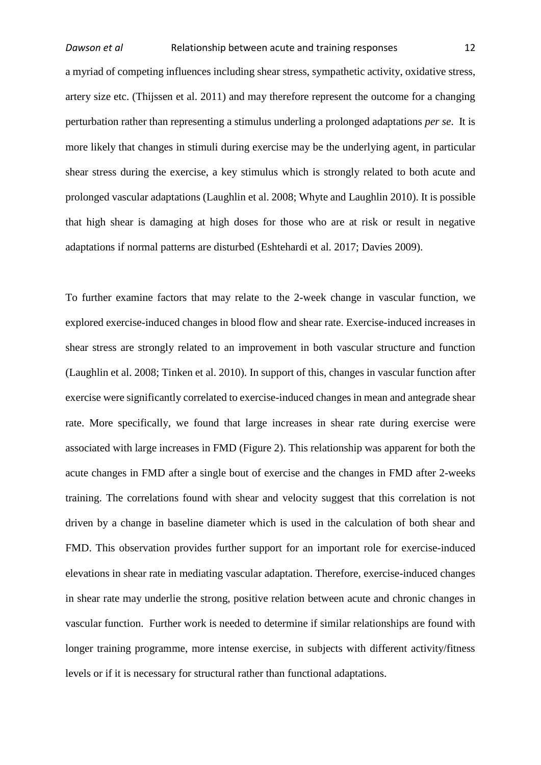a myriad of competing influences including shear stress, sympathetic activity, oxidative stress, artery size etc. (Thijssen et al. 2011) and may therefore represent the outcome for a changing perturbation rather than representing a stimulus underling a prolonged adaptations *per se*. It is more likely that changes in stimuli during exercise may be the underlying agent, in particular shear stress during the exercise, a key stimulus which is strongly related to both acute and prolonged vascular adaptations (Laughlin et al. 2008; Whyte and Laughlin 2010). It is possible that high shear is damaging at high doses for those who are at risk or result in negative adaptations if normal patterns are disturbed (Eshtehardi et al. 2017; Davies 2009).

To further examine factors that may relate to the 2-week change in vascular function, we explored exercise-induced changes in blood flow and shear rate. Exercise-induced increases in shear stress are strongly related to an improvement in both vascular structure and function (Laughlin et al. 2008; Tinken et al. 2010). In support of this, changes in vascular function after exercise were significantly correlated to exercise-induced changes in mean and antegrade shear rate. More specifically, we found that large increases in shear rate during exercise were associated with large increases in FMD (Figure 2). This relationship was apparent for both the acute changes in FMD after a single bout of exercise and the changes in FMD after 2-weeks training. The correlations found with shear and velocity suggest that this correlation is not driven by a change in baseline diameter which is used in the calculation of both shear and FMD. This observation provides further support for an important role for exercise-induced elevations in shear rate in mediating vascular adaptation. Therefore, exercise-induced changes in shear rate may underlie the strong, positive relation between acute and chronic changes in vascular function. Further work is needed to determine if similar relationships are found with longer training programme, more intense exercise, in subjects with different activity/fitness levels or if it is necessary for structural rather than functional adaptations.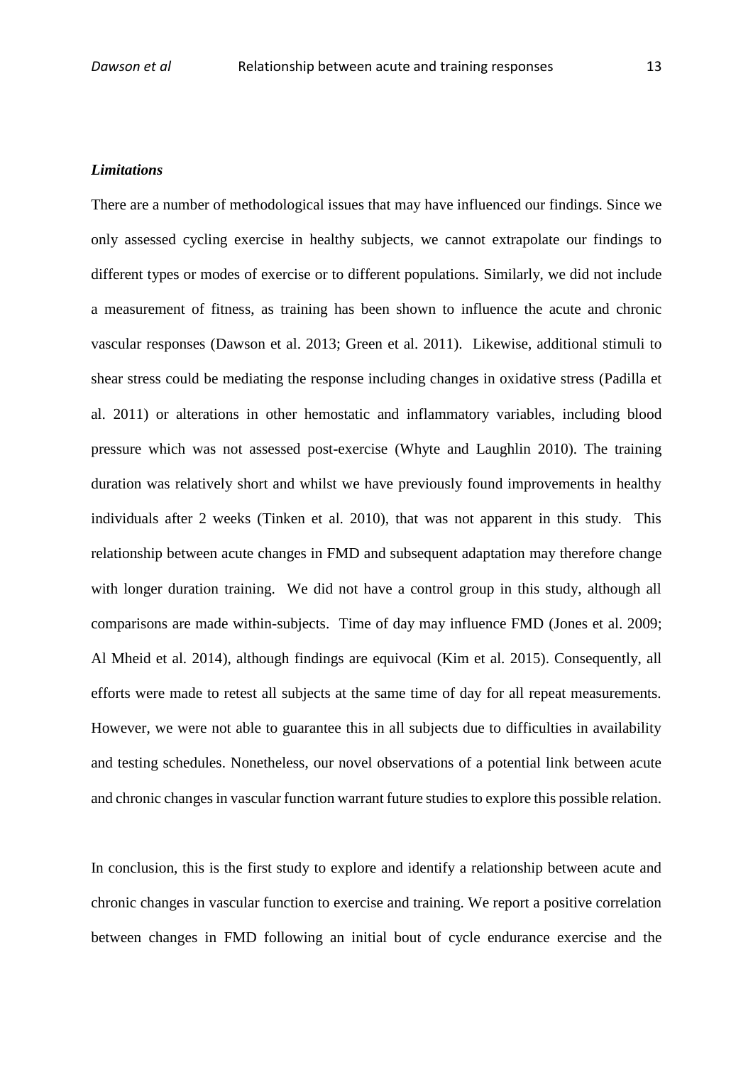***Limitations***

There are a number of methodological issues that may have influenced our findings. Since we only assessed cycling exercise in healthy subjects, we cannot extrapolate our findings to different types or modes of exercise or to different populations. Similarly, we did not include a measurement of fitness, as training has been shown to influence the acute and chronic vascular responses (Dawson et al. 2013; Green et al. 2011). Likewise, additional stimuli to shear stress could be mediating the response including changes in oxidative stress (Padilla et al. 2011) or alterations in other hemostatic and inflammatory variables, including blood pressure which was not assessed post-exercise (Whyte and Laughlin 2010). The training duration was relatively short and whilst we have previously found improvements in healthy individuals after 2 weeks (Tinken et al. 2010), that was not apparent in this study. This relationship between acute changes in FMD and subsequent adaptation may therefore change with longer duration training. We did not have a control group in this study, although all comparisons are made within-subjects. Time of day may influence FMD (Jones et al. 2009; Al Mheid et al. 2014), although findings are equivocal (Kim et al. 2015). Consequently, all efforts were made to retest all subjects at the same time of day for all repeat measurements. However, we were not able to guarantee this in all subjects due to difficulties in availability and testing schedules. Nonetheless, our novel observations of a potential link between acute and chronic changes in vascular function warrant future studies to explore this possible relation.

In conclusion, this is the first study to explore and identify a relationship between acute and chronic changes in vascular function to exercise and training. We report a positive correlation between changes in FMD following an initial bout of cycle endurance exercise and the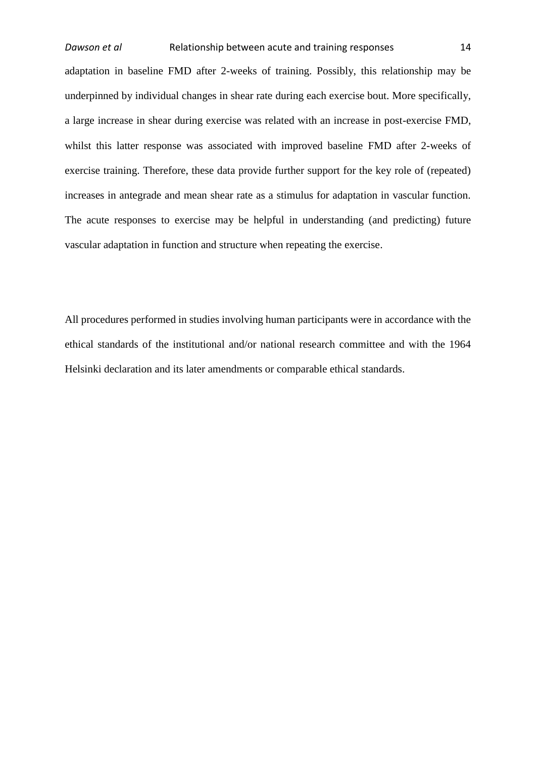adaptation in baseline FMD after 2-weeks of training. Possibly, this relationship may be underpinned by individual changes in shear rate during each exercise bout. More specifically, a large increase in shear during exercise was related with an increase in post-exercise FMD, whilst this latter response was associated with improved baseline FMD after 2-weeks of exercise training. Therefore, these data provide further support for the key role of (repeated) increases in antegrade and mean shear rate as a stimulus for adaptation in vascular function. The acute responses to exercise may be helpful in understanding (and predicting) future vascular adaptation in function and structure when repeating the exercise.

All procedures performed in studies involving human participants were in accordance with the ethical standards of the institutional and/or national research committee and with the 1964 Helsinki declaration and its later amendments or comparable ethical standards.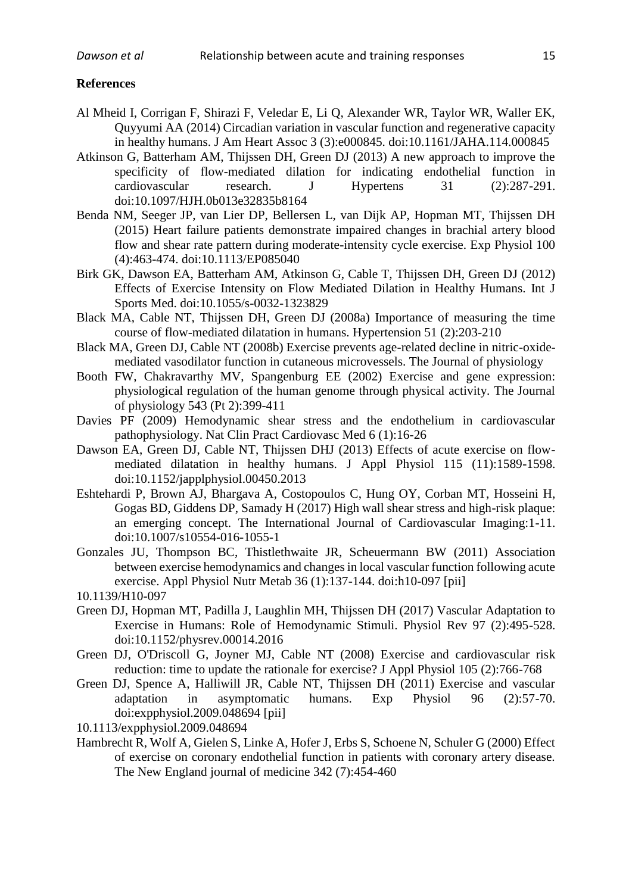**References**

Al Mheid I, Corrigan F, Shirazi F, Veledar E, Li Q, Alexander WR, Taylor WR, Waller EK, Quyyumi AA (2014) Circadian variation in vascular function and regenerative capacity in healthy humans. J Am Heart Assoc 3 (3):e000845. doi:10.1161/JAHA.114.000845

Atkinson G, Batterham AM, Thijssen DH, Green DJ (2013) A new approach to improve the specificity of flow-mediated dilation for indicating endothelial function in cardiovascular research. J Hypertens 31 (2):287-291. doi:10.1097/HJH.0b013e32835b8164

Benda NM, Seeger JP, van Lier DP, Bellersen L, van Dijk AP, Hopman MT, Thijssen DH (2015) Heart failure patients demonstrate impaired changes in brachial artery blood flow and shear rate pattern during moderate-intensity cycle exercise. Exp Physiol 100 (4):463-474. doi:10.1113/EP085040

Birk GK, Dawson EA, Batterham AM, Atkinson G, Cable T, Thijssen DH, Green DJ (2012) Effects of Exercise Intensity on Flow Mediated Dilation in Healthy Humans. Int J Sports Med. doi:10.1055/s-0032-1323829

Black MA, Cable NT, Thijssen DH, Green DJ (2008a) Importance of measuring the time course of flow-mediated dilatation in humans. Hypertension 51 (2):203-210

Black MA, Green DJ, Cable NT (2008b) Exercise prevents age-related decline in nitric-oxide-mediated vasodilator function in cutaneous microvessels. The Journal of physiology

Booth FW, Chakravarthy MV, Spangenburg EE (2002) Exercise and gene expression: physiological regulation of the human genome through physical activity. The Journal of physiology 543 (Pt 2):399-411

Davies PF (2009) Hemodynamic shear stress and the endothelium in cardiovascular pathophysiology. Nat Clin Pract Cardiovasc Med 6 (1):16-26

Dawson EA, Green DJ, Cable NT, Thijssen DHJ (2013) Effects of acute exercise on flow-mediated dilatation in healthy humans. J Appl Physiol 115 (11):1589-1598. doi:10.1152/japplphysiol.00450.2013

Eshtehardi P, Brown AJ, Bhargava A, Costopoulos C, Hung OY, Corban MT, Hosseini H, Gogas BD, Giddens DP, Samady H (2017) High wall shear stress and high-risk plaque: an emerging concept. The International Journal of Cardiovascular Imaging:1-11. doi:10.1007/s10554-016-1055-1

Gonzales JU, Thompson BC, Thistlethwaite JR, Scheuermann BW (2011) Association between exercise hemodynamics and changes in local vascular function following acute exercise. Appl Physiol Nutr Metab 36 (1):137-144. doi:h10-097 [pii]
10.1139/H10-097

Green DJ, Hopman MT, Padilla J, Laughlin MH, Thijssen DH (2017) Vascular Adaptation to Exercise in Humans: Role of Hemodynamic Stimuli. Physiol Rev 97 (2):495-528. doi:10.1152/physrev.00014.2016

Green DJ, O'Driscoll G, Joyner MJ, Cable NT (2008) Exercise and cardiovascular risk reduction: time to update the rationale for exercise? J Appl Physiol 105 (2):766-768

Green DJ, Spence A, Halliwill JR, Cable NT, Thijssen DH (2011) Exercise and vascular adaptation in asymptomatic humans. Exp Physiol 96 (2):57-70. doi:expphysiol.2009.048694 [pii]
10.1113/expphysiol.2009.048694

Hambrecht R, Wolf A, Gielen S, Linke A, Hofer J, Erbs S, Schoene N, Schuler G (2000) Effect of exercise on coronary endothelial function in patients with coronary artery disease. The New England journal of medicine 342 (7):454-460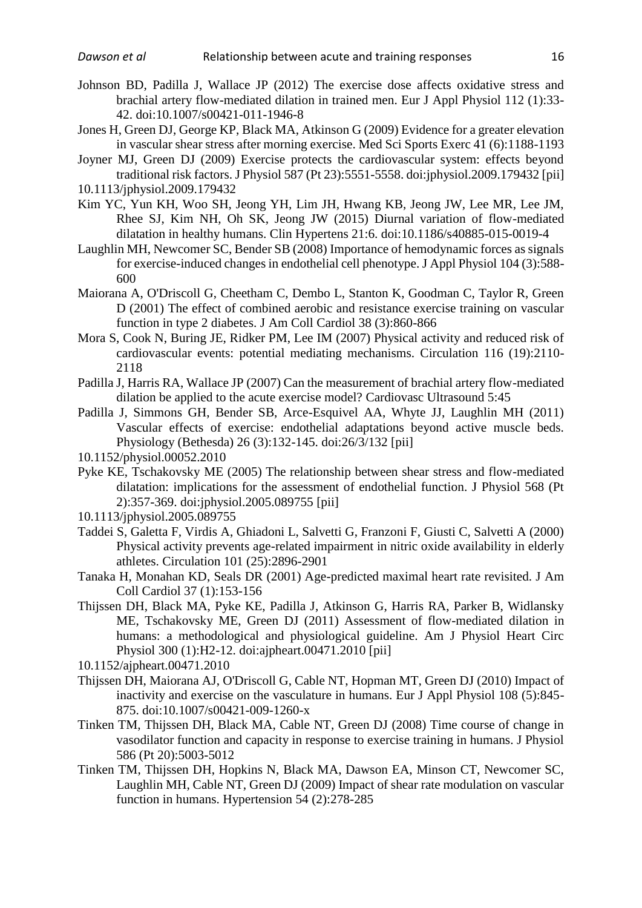Johnson BD, Padilla J, Wallace JP (2012) The exercise dose affects oxidative stress and brachial artery flow-mediated dilation in trained men. Eur J Appl Physiol 112 (1):33-42. doi:10.1007/s00421-011-1946-8

Jones H, Green DJ, George KP, Black MA, Atkinson G (2009) Evidence for a greater elevation in vascular shear stress after morning exercise. Med Sci Sports Exerc 41 (6):1188-1193

Joyner MJ, Green DJ (2009) Exercise protects the cardiovascular system: effects beyond traditional risk factors. J Physiol 587 (Pt 23):5551-5558. doi:jphysiol.2009.179432 [pii] 10.1113/jphysiol.2009.179432

Kim YC, Yun KH, Woo SH, Jeong YH, Lim JH, Hwang KB, Jeong JW, Lee MR, Lee JM, Rhee SJ, Kim NH, Oh SK, Jeong JW (2015) Diurnal variation of flow-mediated dilatation in healthy humans. Clin Hypertens 21:6. doi:10.1186/s40885-015-0019-4

Laughlin MH, Newcomer SC, Bender SB (2008) Importance of hemodynamic forces as signals for exercise-induced changes in endothelial cell phenotype. J Appl Physiol 104 (3):588-600

Maiorana A, O'Driscoll G, Cheetham C, Dembo L, Stanton K, Goodman C, Taylor R, Green D (2001) The effect of combined aerobic and resistance exercise training on vascular function in type 2 diabetes. J Am Coll Cardiol 38 (3):860-866

Mora S, Cook N, Buring JE, Ridker PM, Lee IM (2007) Physical activity and reduced risk of cardiovascular events: potential mediating mechanisms. Circulation 116 (19):2110-2118

Padilla J, Harris RA, Wallace JP (2007) Can the measurement of brachial artery flow-mediated dilation be applied to the acute exercise model? Cardiovasc Ultrasound 5:45

Padilla J, Simmons GH, Bender SB, Arce-Esquivel AA, Whyte JJ, Laughlin MH (2011) Vascular effects of exercise: endothelial adaptations beyond active muscle beds. Physiology (Bethesda) 26 (3):132-145. doi:26/3/132 [pii] 10.1152/physiol.00052.2010

Pyke KE, Tschakovsky ME (2005) The relationship between shear stress and flow-mediated dilatation: implications for the assessment of endothelial function. J Physiol 568 (Pt 2):357-369. doi:jphysiol.2005.089755 [pii] 10.1113/jphysiol.2005.089755

Taddei S, Galetta F, Virdis A, Ghiadoni L, Salvetti G, Franzoni F, Giusti C, Salvetti A (2000) Physical activity prevents age-related impairment in nitric oxide availability in elderly athletes. Circulation 101 (25):2896-2901

Tanaka H, Monahan KD, Seals DR (2001) Age-predicted maximal heart rate revisited. J Am Coll Cardiol 37 (1):153-156

Thijssen DH, Black MA, Pyke KE, Padilla J, Atkinson G, Harris RA, Parker B, Widlansky ME, Tschakovsky ME, Green DJ (2011) Assessment of flow-mediated dilation in humans: a methodological and physiological guideline. Am J Physiol Heart Circ Physiol 300 (1):H2-12. doi:ajpheart.00471.2010 [pii] 10.1152/ajpheart.00471.2010

Thijssen DH, Maiorana AJ, O'Driscoll G, Cable NT, Hopman MT, Green DJ (2010) Impact of inactivity and exercise on the vasculature in humans. Eur J Appl Physiol 108 (5):845-875. doi:10.1007/s00421-009-1260-x

Tinken TM, Thijssen DH, Black MA, Cable NT, Green DJ (2008) Time course of change in vasodilator function and capacity in response to exercise training in humans. J Physiol 586 (Pt 20):5003-5012

Tinken TM, Thijssen DH, Hopkins N, Black MA, Dawson EA, Minson CT, Newcomer SC, Laughlin MH, Cable NT, Green DJ (2009) Impact of shear rate modulation on vascular function in humans. Hypertension 54 (2):278-285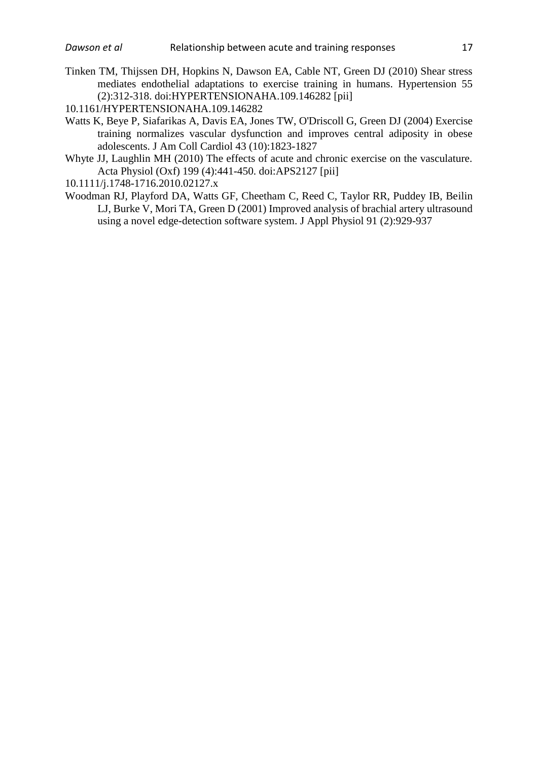Tinken TM, Thijssen DH, Hopkins N, Dawson EA, Cable NT, Green DJ (2010) Shear stress mediates endothelial adaptations to exercise training in humans. Hypertension 55 (2):312-318. doi:HYPERTENSIONAHA.109.146282 [pii]

10.1161/HYPERTENSIONAHA.109.146282

Watts K, Beye P, Siafarikas A, Davis EA, Jones TW, O'Driscoll G, Green DJ (2004) Exercise training normalizes vascular dysfunction and improves central adiposity in obese adolescents. J Am Coll Cardiol 43 (10):1823-1827

Whyte JJ, Laughlin MH (2010) The effects of acute and chronic exercise on the vasculature. Acta Physiol (Oxf) 199 (4):441-450. doi:APS2127 [pii]

10.1111/j.1748-1716.2010.02127.x

Woodman RJ, Playford DA, Watts GF, Cheetham C, Reed C, Taylor RR, Puddey IB, Beilin LJ, Burke V, Mori TA, Green D (2001) Improved analysis of brachial artery ultrasound using a novel edge-detection software system. J Appl Physiol 91 (2):929-937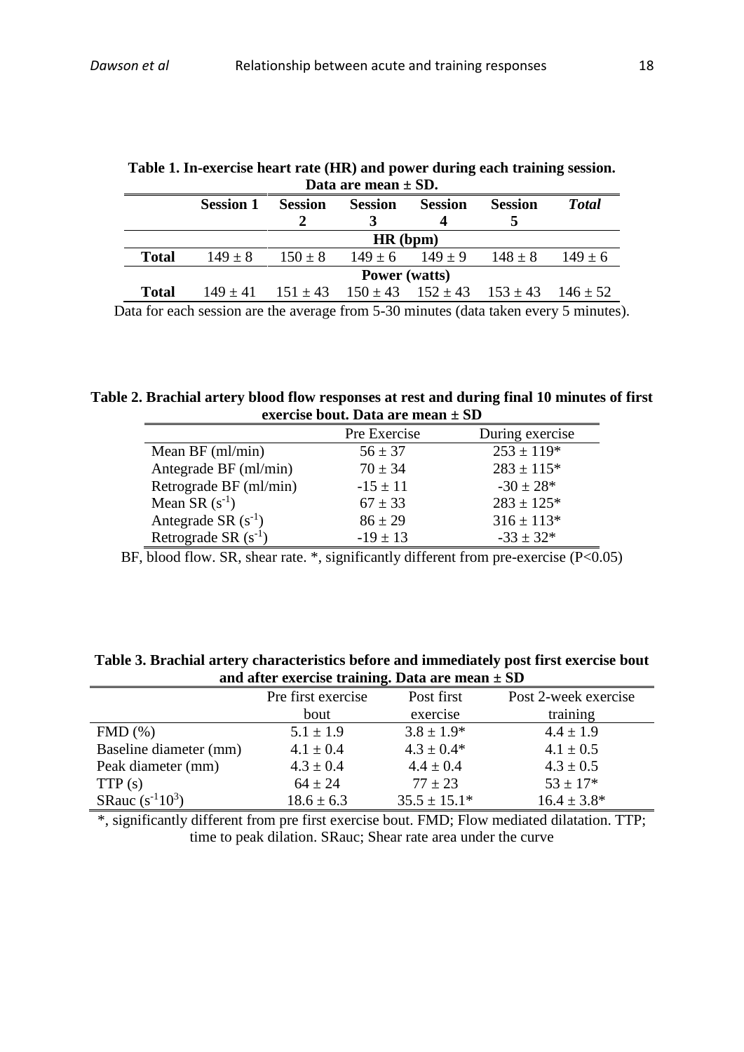**Table 1. In-exercise heart rate (HR) and power during each training session. Data are mean ± SD.**

| | Session 1 | Session 2 | Session 3 | Session 4 | Session 5 | *Total* |
|---|---|---|---|---|---|---|
| | | | HR (bpm) | | | |
| **Total** | 149 ± 8 | 150 ± 8 | 149 ± 6 | 149 ± 9 | 148 ± 8 | 149 ± 6 |
| | | | Power (watts) | | | |
| **Total** | 149 ± 41 | 151 ± 43 | 150 ± 43 | 152 ± 43 | 153 ± 43 | 146 ± 52 |

Data for each session are the average from 5-30 minutes (data taken every 5 minutes).

**Table 2. Brachial artery blood flow responses at rest and during final 10 minutes of first exercise bout. Data are mean ± SD**

| | Pre Exercise | During exercise |
|---|---|---|
| Mean BF (ml/min) | 56 ± 37 | 253 ± 119* |
| Antegrade BF (ml/min) | 70 ± 34 | 283 ± 115* |
| Retrograde BF (ml/min) | -15 ± 11 | -30 ± 28* |
| Mean SR ($s^{-1}$) | 67 ± 33 | 283 ± 125* |
| Antegrade SR ($s^{-1}$) | 86 ± 29 | 316 ± 113* |
| Retrograde SR ($s^{-1}$) | -19 ± 13 | -33 ± 32* |

BF, blood flow. SR, shear rate. *, significantly different from pre-exercise ($P<0.05$)

**Table 3. Brachial artery characteristics before and immediately post first exercise bout and after exercise training. Data are mean ± SD**

| | Pre first exercise bout | Post first exercise | Post 2-week exercise training |
|---|---|---|---|
| FMD (%) | 5.1 ± 1.9 | 3.8 ± 1.9* | 4.4 ± 1.9 |
| Baseline diameter (mm) | 4.1 ± 0.4 | 4.3 ± 0.4* | 4.1 ± 0.5 |
| Peak diameter (mm) | 4.3 ± 0.4 | 4.4 ± 0.4 | 4.3 ± 0.5 |
| TTP (s) | 64 ± 24 | 77 ± 23 | 53 ± 17* |
| SRauc ($s^{-1}10^3$) | 18.6 ± 6.3 | 35.5 ± 15.1* | 16.4 ± 3.8* |

*, significantly different from pre first exercise bout. FMD; Flow mediated dilatation. TTP; time to peak dilation. SRauc; Shear rate area under the curve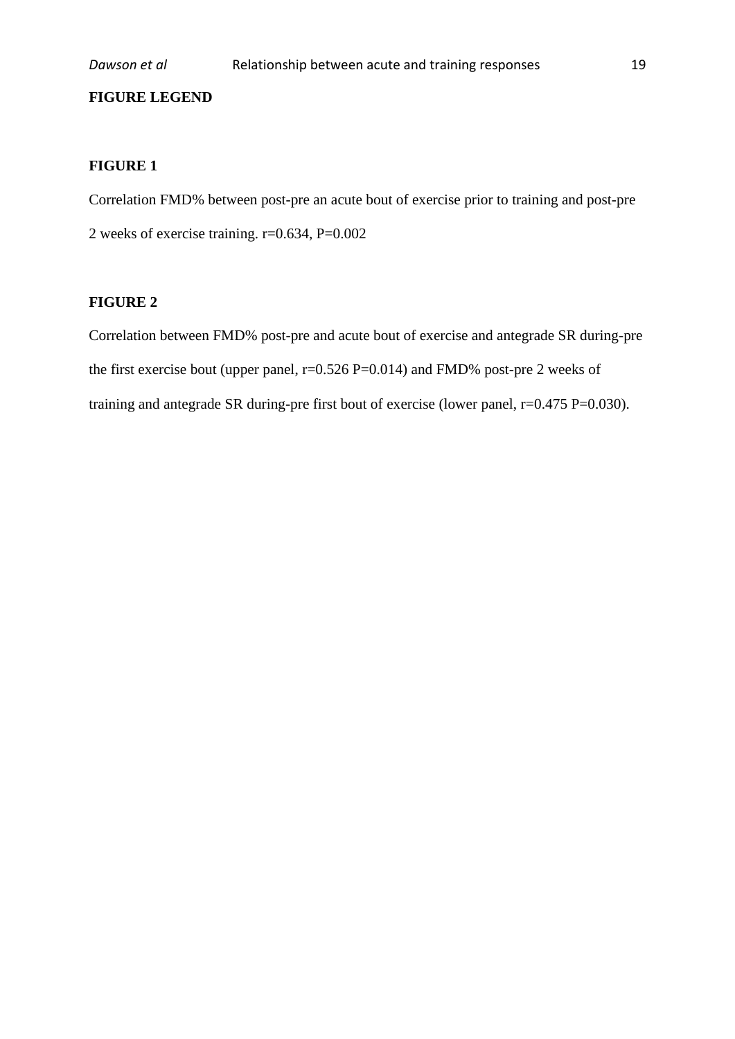**FIGURE LEGEND**

**FIGURE 1**

Correlation FMD% between post-pre an acute bout of exercise prior to training and post-pre 2 weeks of exercise training. r=0.634, P=0.002

**FIGURE 2**

Correlation between FMD% post-pre and acute bout of exercise and antegrade SR during-pre the first exercise bout (upper panel, r=0.526 P=0.014) and FMD% post-pre 2 weeks of training and antegrade SR during-pre first bout of exercise (lower panel, r=0.475 P=0.030).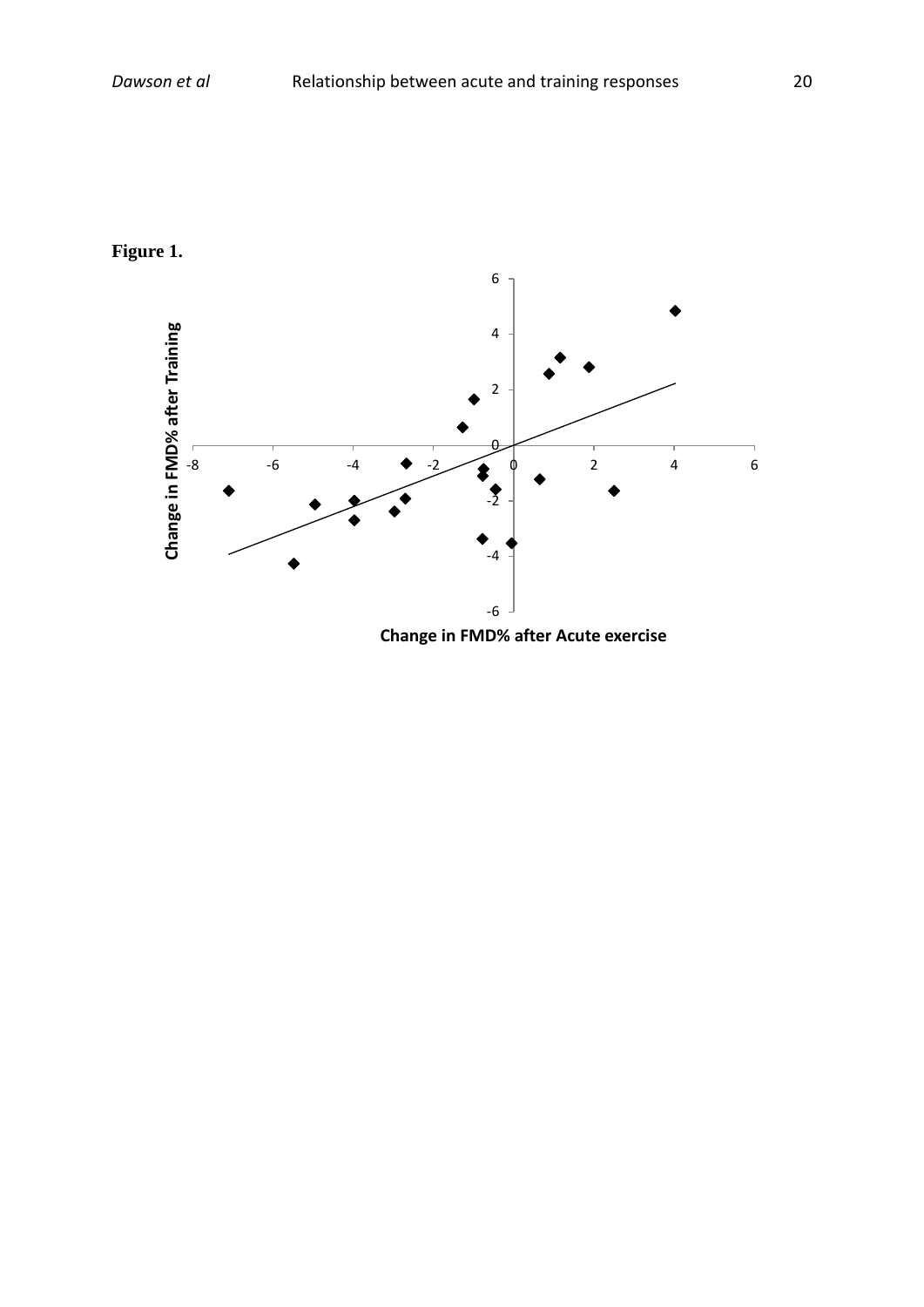**Figure 1.**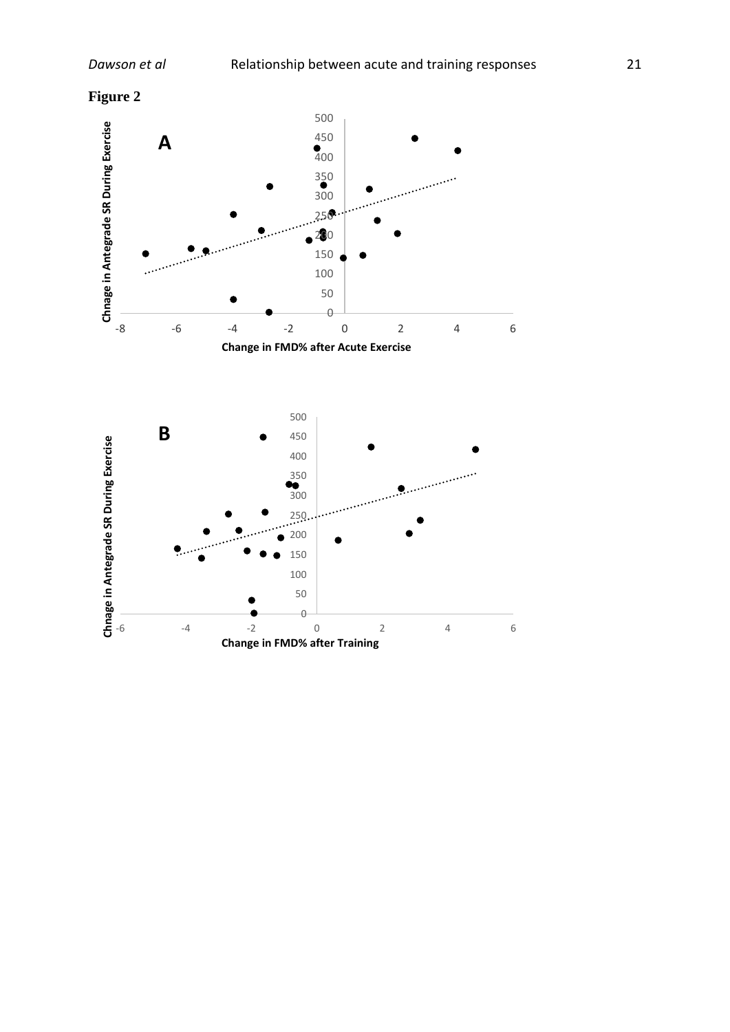**Figure 2**

A

Chnage in Antegrade SR During Exercise

500
450
400
350
300
250
200
150
100
50
0

-8 -6 -4 -2 0 2 4 6

Change in FMD% after Acute Exercise

B

Chnage in Antegrade SR During Exercise

500
450
400
350
300
250
200
150
100
50
0

-6 -4 -2 0 2 4 6

Change in FMD% after Training